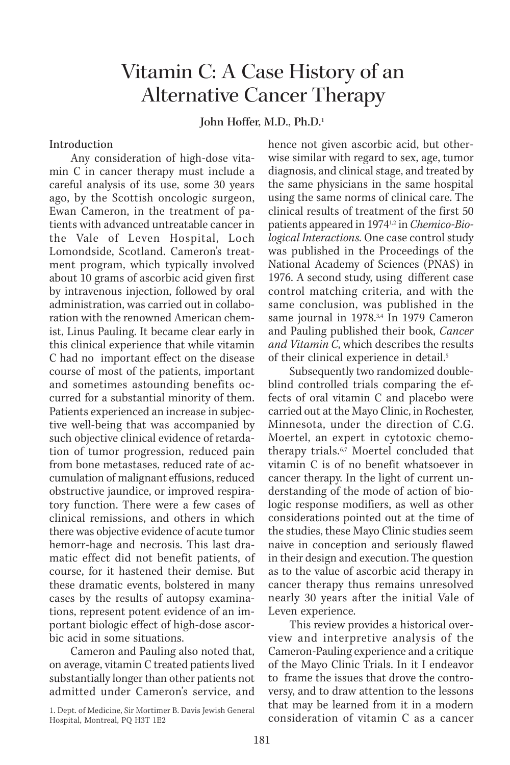# Vitamin C: A Case History of an Alternative Cancer Therapy

**John Hoffer, M.D., Ph.D.**[1]

## Introduction

Any consideration of high-dose vitamin C in cancer therapy must include a careful analysis of its use, some 30 years ago, by the Scottish oncologic surgeon, Ewan Cameron, in the treatment of patients with advanced untreatable cancer in the Vale of Leven Hospital, Loch Lomondside, Scotland. Cameron's treatment program, which typically involved about 10 grams of ascorbic acid given first by intravenous injection, followed by oral administration, was carried out in collaboration with the renowned American chemist, Linus Pauling. It became clear early in this clinical experience that while vitamin C had no important effect on the disease course of most of the patients, important and sometimes astounding benefits occurred for a substantial minority of them. Patients experienced an increase in subjective well-being that was accompanied by such objective clinical evidence of retardation of tumor progression, reduced pain from bone metastases, reduced rate of accumulation of malignant effusions, reduced obstructive jaundice, or improved respiratory function. There were a few cases of clinical remissions, and others in which there was objective evidence of acute tumor hemorr-hage and necrosis. This last dramatic effect did not benefit patients, of course, for it hastened their demise. But these dramatic events, bolstered in many cases by the results of autopsy examinations, represent potent evidence of an important biologic effect of high-dose ascorbic acid in some situations.

Cameron and Pauling also noted that, on average, vitamin C treated patients lived substantially longer than other patients not admitted under Cameron's service, and hence not given ascorbic acid, but otherwise similar with regard to sex, age, tumor diagnosis, and clinical stage, and treated by the same physicians in the same hospital using the same norms of clinical care. The clinical results of treatment of the first 50 patients appeared in 1974[1,2] in *Chemico-Biological Interactions*. One case control study was published in the Proceedings of the National Academy of Sciences (PNAS) in 1976. A second study, using different case control matching criteria, and with the same conclusion, was published in the same journal in 1978.[3,4] In 1979 Cameron and Pauling published their book, *Cancer and Vitamin C*, which describes the results of their clinical experience in detail.[5]

Subsequently two randomized double-blind controlled trials comparing the effects of oral vitamin C and placebo were carried out at the Mayo Clinic, in Rochester, Minnesota, under the direction of C.G. Moertel, an expert in cytotoxic chemotherapy trials.[6,7] Moertel concluded that vitamin C is of no benefit whatsoever in cancer therapy. In the light of current understanding of the mode of action of biologic response modifiers, as well as other considerations pointed out at the time of the studies, these Mayo Clinic studies seem naive in conception and seriously flawed in their design and execution. The question as to the value of ascorbic acid therapy in cancer therapy thus remains unresolved nearly 30 years after the initial Vale of Leven experience.

This review provides a historical overview and interpretive analysis of the Cameron-Pauling experience and a critique of the Mayo Clinic Trials. In it I endeavor to frame the issues that drove the controversy, and to draw attention to the lessons that may be learned from it in a modern consideration of vitamin C as a cancer

1. Dept. of Medicine, Sir Mortimer B. Davis Jewish General Hospital, Montreal, PQ H3T 1E2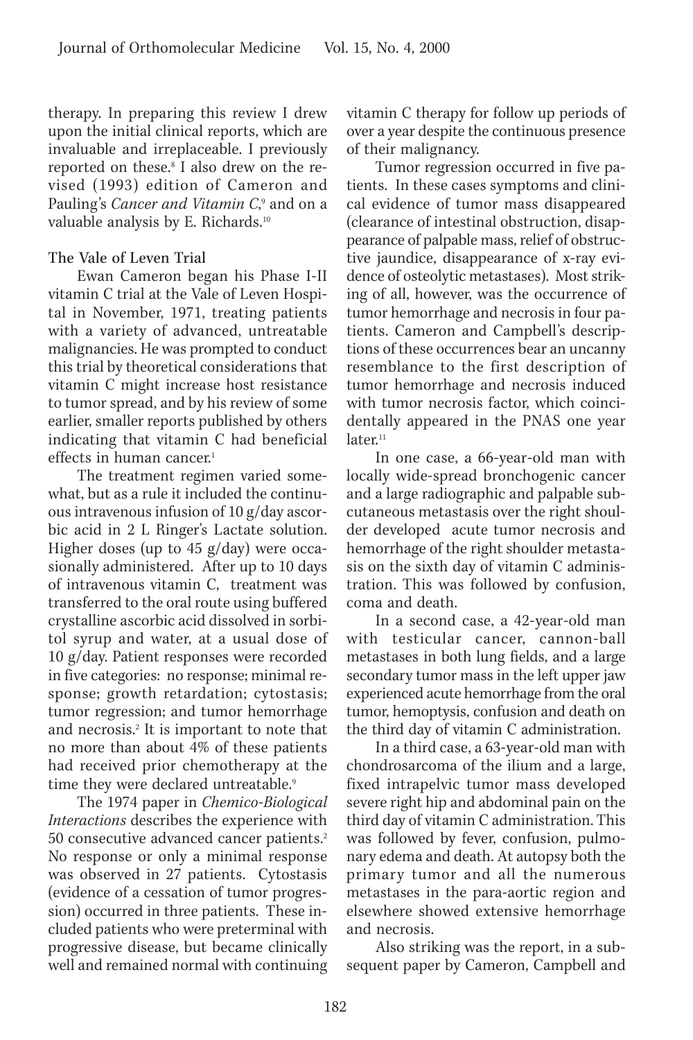therapy. In preparing this review I drew upon the initial clinical reports, which are invaluable and irreplaceable. I previously reported on these.[8] I also drew on the revised (1993) edition of Cameron and Pauling's *Cancer and Vitamin C*,[9] and on a valuable analysis by E. Richards.[10]

### The Vale of Leven Trial

Ewan Cameron began his Phase I-II vitamin C trial at the Vale of Leven Hospital in November, 1971, treating patients with a variety of advanced, untreatable malignancies. He was prompted to conduct this trial by theoretical considerations that vitamin C might increase host resistance to tumor spread, and by his review of some earlier, smaller reports published by others indicating that vitamin C had beneficial effects in human cancer.[1]

The treatment regimen varied somewhat, but as a rule it included the continuous intravenous infusion of 10 g/day ascorbic acid in 2 L Ringer's Lactate solution. Higher doses (up to 45 g/day) were occasionally administered. After up to 10 days of intravenous vitamin C, treatment was transferred to the oral route using buffered crystalline ascorbic acid dissolved in sorbitol syrup and water, at a usual dose of 10 g/day. Patient responses were recorded in five categories: no response; minimal response; growth retardation; cytostasis; tumor regression; and tumor hemorrhage and necrosis.[2] It is important to note that no more than about 4% of these patients had received prior chemotherapy at the time they were declared untreatable.[9]

The 1974 paper in *Chemico-Biological Interactions* describes the experience with 50 consecutive advanced cancer patients.[2] No response or only a minimal response was observed in 27 patients. Cytostasis (evidence of a cessation of tumor progression) occurred in three patients. These included patients who were preterminal with progressive disease, but became clinically well and remained normal with continuing vitamin C therapy for follow up periods of over a year despite the continuous presence of their malignancy.

Tumor regression occurred in five patients. In these cases symptoms and clinical evidence of tumor mass disappeared (clearance of intestinal obstruction, disappearance of palpable mass, relief of obstructive jaundice, disappearance of x-ray evidence of osteolytic metastases). Most striking of all, however, was the occurrence of tumor hemorrhage and necrosis in four patients. Cameron and Campbell's descriptions of these occurrences bear an uncanny resemblance to the first description of tumor hemorrhage and necrosis induced with tumor necrosis factor, which coincidentally appeared in the PNAS one year later.[11]

In one case, a 66-year-old man with locally wide-spread bronchogenic cancer and a large radiographic and palpable subcutaneous metastasis over the right shoulder developed acute tumor necrosis and hemorrhage of the right shoulder metastasis on the sixth day of vitamin C administration. This was followed by confusion, coma and death.

In a second case, a 42-year-old man with testicular cancer, cannon-ball metastases in both lung fields, and a large secondary tumor mass in the left upper jaw experienced acute hemorrhage from the oral tumor, hemoptysis, confusion and death on the third day of vitamin C administration.

In a third case, a 63-year-old man with chondrosarcoma of the ilium and a large, fixed intrapelvic tumor mass developed severe right hip and abdominal pain on the third day of vitamin C administration. This was followed by fever, confusion, pulmonary edema and death. At autopsy both the primary tumor and all the numerous metastases in the para-aortic region and elsewhere showed extensive hemorrhage and necrosis.

Also striking was the report, in a subsequent paper by Cameron, Campbell and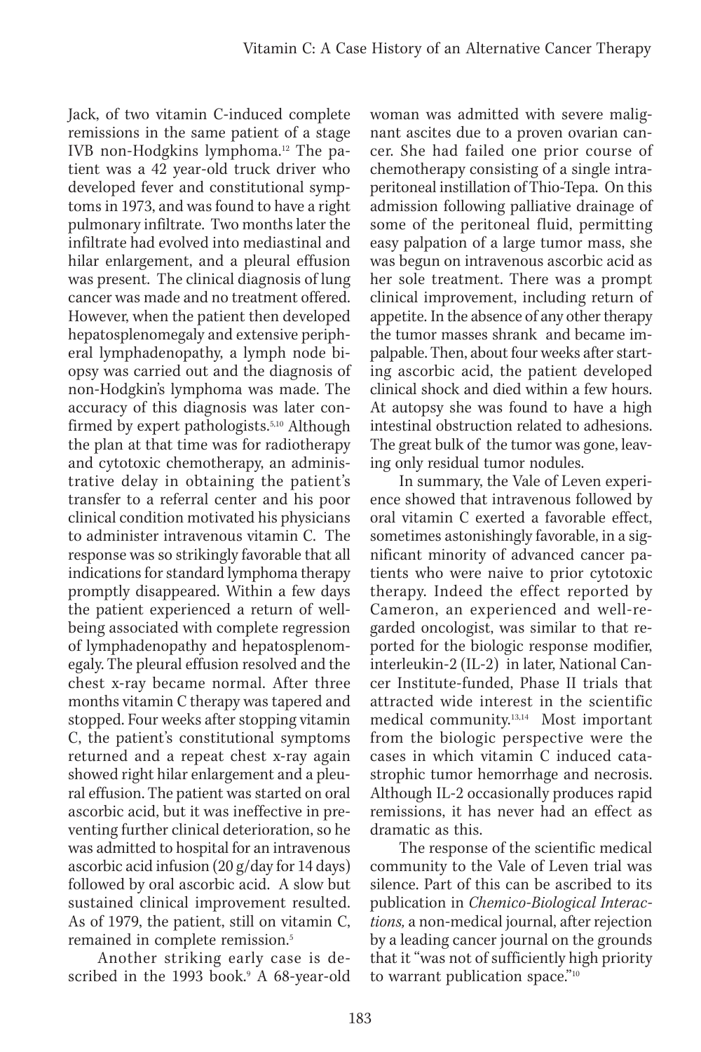Jack, of two vitamin C-induced complete remissions in the same patient of a stage IVB non-Hodgkins lymphoma.[12] The patient was a 42 year-old truck driver who developed fever and constitutional symptoms in 1973, and was found to have a right pulmonary infiltrate. Two months later the infiltrate had evolved into mediastinal and hilar enlargement, and a pleural effusion was present. The clinical diagnosis of lung cancer was made and no treatment offered. However, when the patient then developed hepatosplenomegaly and extensive peripheral lymphadenopathy, a lymph node biopsy was carried out and the diagnosis of non-Hodgkin's lymphoma was made. The accuracy of this diagnosis was later confirmed by expert pathologists.[5,10] Although the plan at that time was for radiotherapy and cytotoxic chemotherapy, an administrative delay in obtaining the patient's transfer to a referral center and his poor clinical condition motivated his physicians to administer intravenous vitamin C. The response was so strikingly favorable that all indications for standard lymphoma therapy promptly disappeared. Within a few days the patient experienced a return of well-being associated with complete regression of lymphadenopathy and hepatosplenomegaly. The pleural effusion resolved and the chest x-ray became normal. After three months vitamin C therapy was tapered and stopped. Four weeks after stopping vitamin C, the patient's constitutional symptoms returned and a repeat chest x-ray again showed right hilar enlargement and a pleural effusion. The patient was started on oral ascorbic acid, but it was ineffective in preventing further clinical deterioration, so he was admitted to hospital for an intravenous ascorbic acid infusion (20 g/day for 14 days) followed by oral ascorbic acid. A slow but sustained clinical improvement resulted. As of 1979, the patient, still on vitamin C, remained in complete remission.[5]

Another striking early case is described in the 1993 book.[9] A 68-year-old woman was admitted with severe malignant ascites due to a proven ovarian cancer. She had failed one prior course of chemotherapy consisting of a single intraperitoneal instillation of Thio-Tepa. On this admission following palliative drainage of some of the peritoneal fluid, permitting easy palpation of a large tumor mass, she was begun on intravenous ascorbic acid as her sole treatment. There was a prompt clinical improvement, including return of appetite. In the absence of any other therapy the tumor masses shrank and became impalpable. Then, about four weeks after starting ascorbic acid, the patient developed clinical shock and died within a few hours. At autopsy she was found to have a high intestinal obstruction related to adhesions. The great bulk of the tumor was gone, leaving only residual tumor nodules.

In summary, the Vale of Leven experience showed that intravenous followed by oral vitamin C exerted a favorable effect, sometimes astonishingly favorable, in a significant minority of advanced cancer patients who were naive to prior cytotoxic therapy. Indeed the effect reported by Cameron, an experienced and well-regarded oncologist, was similar to that reported for the biologic response modifier, interleukin-2 (IL-2) in later, National Cancer Institute-funded, Phase II trials that attracted wide interest in the scientific medical community.[13,14] Most important from the biologic perspective were the cases in which vitamin C induced catastrophic tumor hemorrhage and necrosis. Although IL-2 occasionally produces rapid remissions, it has never had an effect as dramatic as this.

The response of the scientific medical community to the Vale of Leven trial was silence. Part of this can be ascribed to its publication in *Chemico-Biological Interactions,* a non-medical journal, after rejection by a leading cancer journal on the grounds that it "was not of sufficiently high priority to warrant publication space."[10]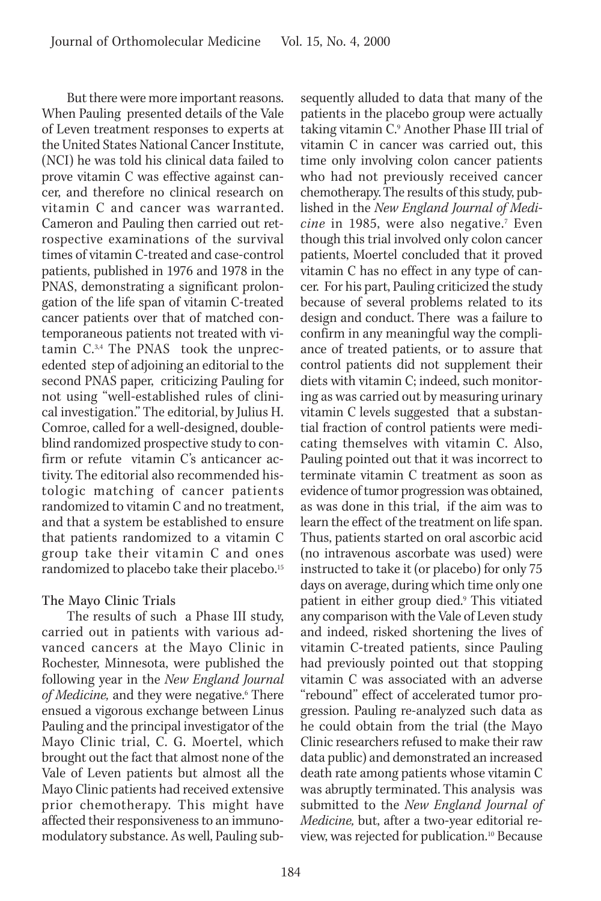But there were more important reasons. When Pauling presented details of the Vale of Leven treatment responses to experts at the United States National Cancer Institute, (NCI) he was told his clinical data failed to prove vitamin C was effective against cancer, and therefore no clinical research on vitamin C and cancer was warranted. Cameron and Pauling then carried out retrospective examinations of the survival times of vitamin C-treated and case-control patients, published in 1976 and 1978 in the PNAS, demonstrating a significant prolongation of the life span of vitamin C-treated cancer patients over that of matched contemporaneous patients not treated with vitamin C.[3,4] The PNAS took the unprecedented step of adjoining an editorial to the second PNAS paper, criticizing Pauling for not using "well-established rules of clinical investigation." The editorial, by Julius H. Comroe, called for a well-designed, double-blind randomized prospective study to confirm or refute vitamin C's anticancer activity. The editorial also recommended histologic matching of cancer patients randomized to vitamin C and no treatment, and that a system be established to ensure that patients randomized to a vitamin C group take their vitamin C and ones randomized to placebo take their placebo.[15]

## The Mayo Clinic Trials

The results of such a Phase III study, carried out in patients with various advanced cancers at the Mayo Clinic in Rochester, Minnesota, were published the following year in the *New England Journal of Medicine,* and they were negative.[6] There ensued a vigorous exchange between Linus Pauling and the principal investigator of the Mayo Clinic trial, C. G. Moertel, which brought out the fact that almost none of the Vale of Leven patients but almost all the Mayo Clinic patients had received extensive prior chemotherapy. This might have affected their responsiveness to an immunomodulatory substance. As well, Pauling subsequently alluded to data that many of the patients in the placebo group were actually taking vitamin C.[9] Another Phase III trial of vitamin C in cancer was carried out, this time only involving colon cancer patients who had not previously received cancer chemotherapy. The results of this study, published in the *New England Journal of Medicine* in 1985, were also negative.[7] Even though this trial involved only colon cancer patients, Moertel concluded that it proved vitamin C has no effect in any type of cancer. For his part, Pauling criticized the study because of several problems related to its design and conduct. There was a failure to confirm in any meaningful way the compliance of treated patients, or to assure that control patients did not supplement their diets with vitamin C; indeed, such monitoring as was carried out by measuring urinary vitamin C levels suggested that a substantial fraction of control patients were medicating themselves with vitamin C. Also, Pauling pointed out that it was incorrect to terminate vitamin C treatment as soon as evidence of tumor progression was obtained, as was done in this trial, if the aim was to learn the effect of the treatment on life span. Thus, patients started on oral ascorbic acid (no intravenous ascorbate was used) were instructed to take it (or placebo) for only 75 days on average, during which time only one patient in either group died.[9] This vitiated any comparison with the Vale of Leven study and indeed, risked shortening the lives of vitamin C-treated patients, since Pauling had previously pointed out that stopping vitamin C was associated with an adverse "rebound" effect of accelerated tumor progression. Pauling re-analyzed such data as he could obtain from the trial (the Mayo Clinic researchers refused to make their raw data public) and demonstrated an increased death rate among patients whose vitamin C was abruptly terminated. This analysis was submitted to the *New England Journal of Medicine,* but, after a two-year editorial review, was rejected for publication.[10] Because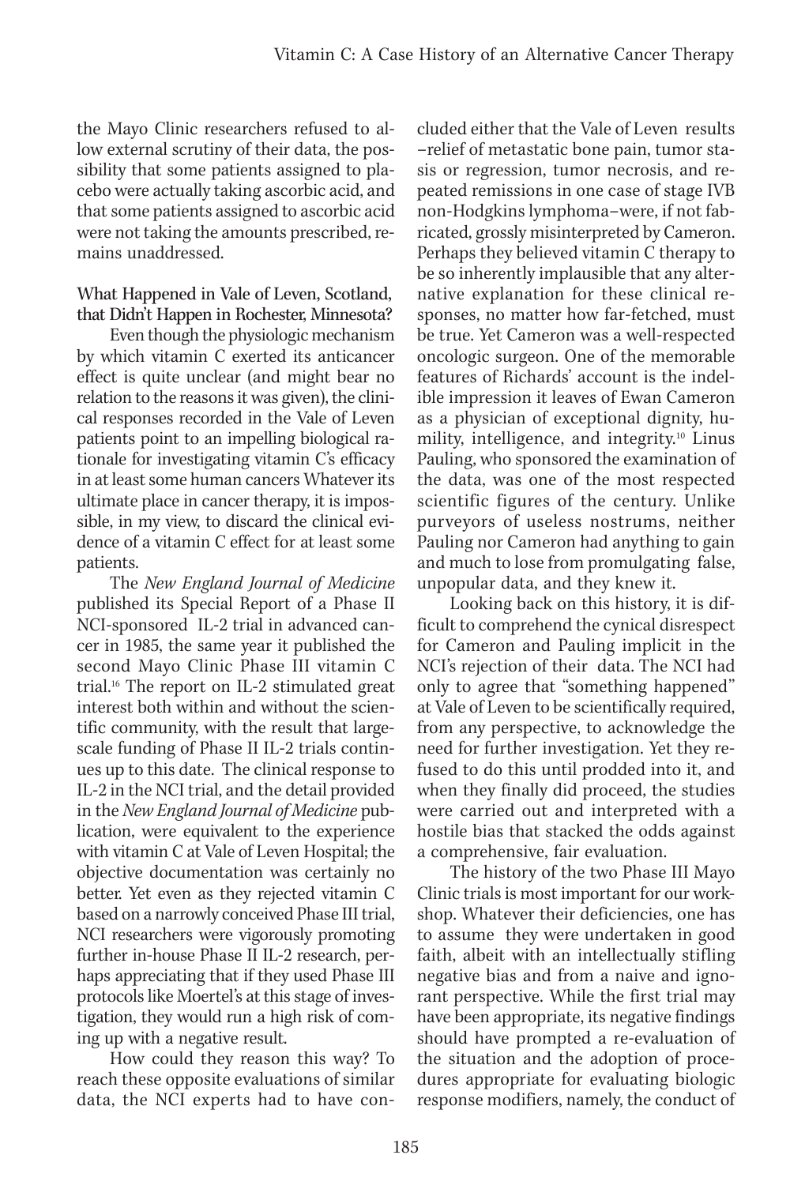the Mayo Clinic researchers refused to allow external scrutiny of their data, the possibility that some patients assigned to placebo were actually taking ascorbic acid, and that some patients assigned to ascorbic acid were not taking the amounts prescribed, remains unaddressed.

**What Happened in Vale of Leven, Scotland, that Didn't Happen in Rochester, Minnesota?**

Even though the physiologic mechanism by which vitamin C exerted its anticancer effect is quite unclear (and might bear no relation to the reasons it was given), the clinical responses recorded in the Vale of Leven patients point to an impelling biological rationale for investigating vitamin C's efficacy in at least some human cancers Whatever its ultimate place in cancer therapy, it is impossible, in my view, to discard the clinical evidence of a vitamin C effect for at least some patients.

The *New England Journal of Medicine* published its Special Report of a Phase II NCI-sponsored IL-2 trial in advanced cancer in 1985, the same year it published the second Mayo Clinic Phase III vitamin C trial.[16] The report on IL-2 stimulated great interest both within and without the scientific community, with the result that large-scale funding of Phase II IL-2 trials continues up to this date. The clinical response to IL-2 in the NCI trial, and the detail provided in the *New England Journal of Medicine* publication, were equivalent to the experience with vitamin C at Vale of Leven Hospital; the objective documentation was certainly no better. Yet even as they rejected vitamin C based on a narrowly conceived Phase III trial, NCI researchers were vigorously promoting further in-house Phase II IL-2 research, perhaps appreciating that if they used Phase III protocols like Moertel's at this stage of investigation, they would run a high risk of coming up with a negative result.

How could they reason this way? To reach these opposite evaluations of similar data, the NCI experts had to have concluded either that the Vale of Leven results –relief of metastatic bone pain, tumor stasis or regression, tumor necrosis, and repeated remissions in one case of stage IVB non-Hodgkins lymphoma–were, if not fabricated, grossly misinterpreted by Cameron. Perhaps they believed vitamin C therapy to be so inherently implausible that any alternative explanation for these clinical responses, no matter how far-fetched, must be true. Yet Cameron was a well-respected oncologic surgeon. One of the memorable features of Richards' account is the indelible impression it leaves of Ewan Cameron as a physician of exceptional dignity, humility, intelligence, and integrity.[10] Linus Pauling, who sponsored the examination of the data, was one of the most respected scientific figures of the century. Unlike purveyors of useless nostrums, neither Pauling nor Cameron had anything to gain and much to lose from promulgating false, unpopular data, and they knew it.

Looking back on this history, it is difficult to comprehend the cynical disrespect for Cameron and Pauling implicit in the NCI's rejection of their data. The NCI had only to agree that "something happened" at Vale of Leven to be scientifically required, from any perspective, to acknowledge the need for further investigation. Yet they refused to do this until prodded into it, and when they finally did proceed, the studies were carried out and interpreted with a hostile bias that stacked the odds against a comprehensive, fair evaluation.

The history of the two Phase III Mayo Clinic trials is most important for our workshop. Whatever their deficiencies, one has to assume they were undertaken in good faith, albeit with an intellectually stifling negative bias and from a naive and ignorant perspective. While the first trial may have been appropriate, its negative findings should have prompted a re-evaluation of the situation and the adoption of procedures appropriate for evaluating biologic response modifiers, namely, the conduct of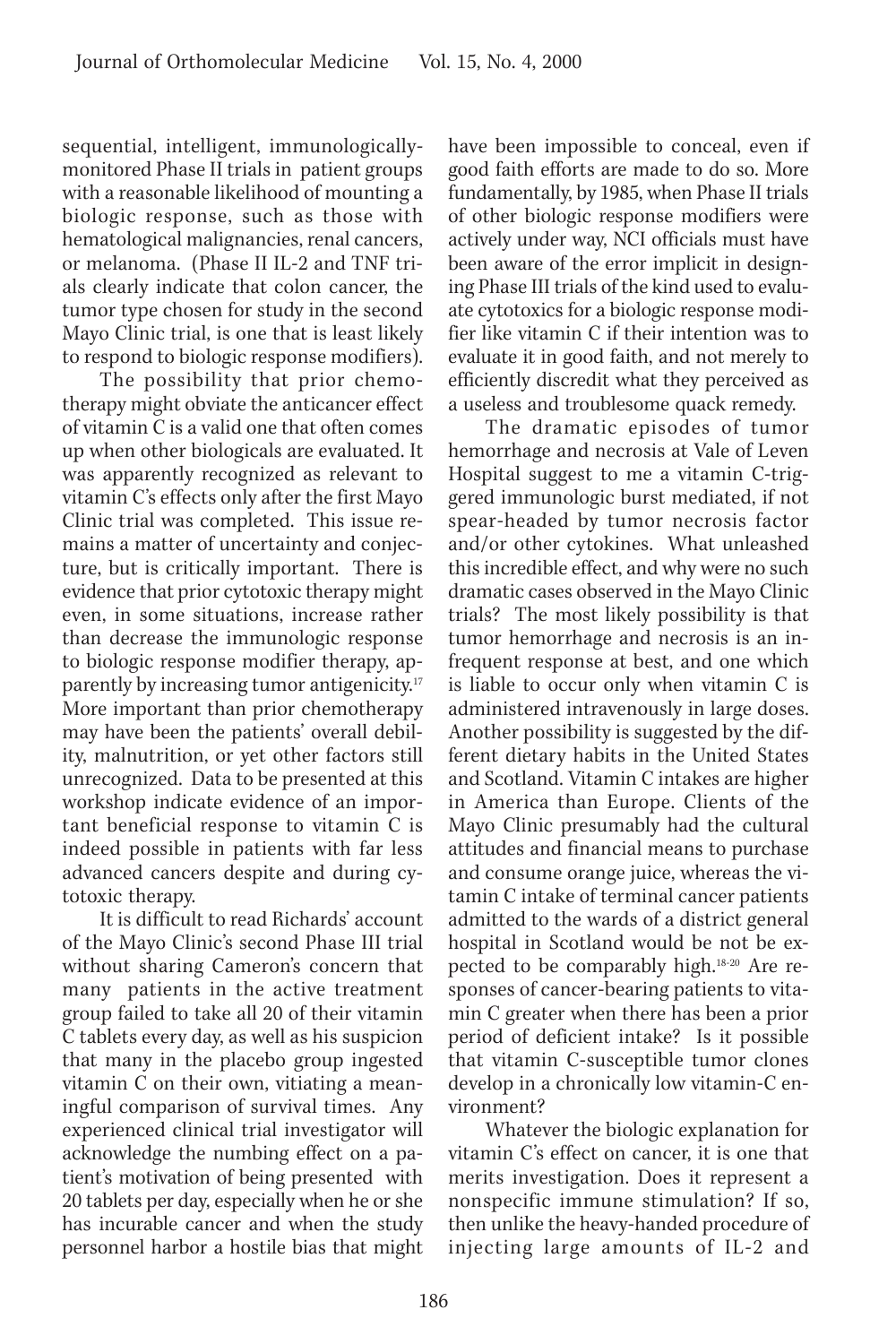sequential, intelligent, immunologically-monitored Phase II trials in patient groups with a reasonable likelihood of mounting a biologic response, such as those with hematological malignancies, renal cancers, or melanoma. (Phase II IL-2 and TNF trials clearly indicate that colon cancer, the tumor type chosen for study in the second Mayo Clinic trial, is one that is least likely to respond to biologic response modifiers).

The possibility that prior chemotherapy might obviate the anticancer effect of vitamin C is a valid one that often comes up when other biologicals are evaluated. It was apparently recognized as relevant to vitamin C's effects only after the first Mayo Clinic trial was completed. This issue remains a matter of uncertainty and conjecture, but is critically important. There is evidence that prior cytotoxic therapy might even, in some situations, increase rather than decrease the immunologic response to biologic response modifier therapy, apparently by increasing tumor antigenicity.[17] More important than prior chemotherapy may have been the patients' overall debility, malnutrition, or yet other factors still unrecognized. Data to be presented at this workshop indicate evidence of an important beneficial response to vitamin C is indeed possible in patients with far less advanced cancers despite and during cytotoxic therapy.

It is difficult to read Richards' account of the Mayo Clinic's second Phase III trial without sharing Cameron's concern that many patients in the active treatment group failed to take all 20 of their vitamin C tablets every day, as well as his suspicion that many in the placebo group ingested vitamin C on their own, vitiating a meaningful comparison of survival times. Any experienced clinical trial investigator will acknowledge the numbing effect on a patient's motivation of being presented with 20 tablets per day, especially when he or she has incurable cancer and when the study personnel harbor a hostile bias that might have been impossible to conceal, even if good faith efforts are made to do so. More fundamentally, by 1985, when Phase II trials of other biologic response modifiers were actively under way, NCI officials must have been aware of the error implicit in designing Phase III trials of the kind used to evaluate cytotoxics for a biologic response modifier like vitamin C if their intention was to evaluate it in good faith, and not merely to efficiently discredit what they perceived as a useless and troublesome quack remedy.

The dramatic episodes of tumor hemorrhage and necrosis at Vale of Leven Hospital suggest to me a vitamin C-triggered immunologic burst mediated, if not spear-headed by tumor necrosis factor and/or other cytokines. What unleashed this incredible effect, and why were no such dramatic cases observed in the Mayo Clinic trials? The most likely possibility is that tumor hemorrhage and necrosis is an infrequent response at best, and one which is liable to occur only when vitamin C is administered intravenously in large doses. Another possibility is suggested by the different dietary habits in the United States and Scotland. Vitamin C intakes are higher in America than Europe. Clients of the Mayo Clinic presumably had the cultural attitudes and financial means to purchase and consume orange juice, whereas the vitamin C intake of terminal cancer patients admitted to the wards of a district general hospital in Scotland would be not be expected to be comparably high.[18-20] Are responses of cancer-bearing patients to vitamin C greater when there has been a prior period of deficient intake? Is it possible that vitamin C-susceptible tumor clones develop in a chronically low vitamin-C environment?

Whatever the biologic explanation for vitamin C's effect on cancer, it is one that merits investigation. Does it represent a nonspecific immune stimulation? If so, then unlike the heavy-handed procedure of injecting large amounts of IL-2 and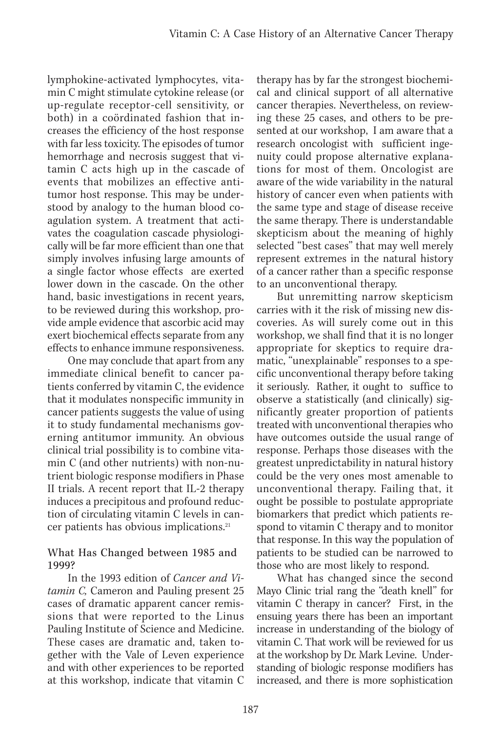lymphokine-activated lymphocytes, vitamin C might stimulate cytokine release (or up-regulate receptor-cell sensitivity, or both) in a coördinated fashion that increases the efficiency of the host response with far less toxicity. The episodes of tumor hemorrhage and necrosis suggest that vitamin C acts high up in the cascade of events that mobilizes an effective antitumor host response. This may be understood by analogy to the human blood coagulation system. A treatment that activates the coagulation cascade physiologically will be far more efficient than one that simply involves infusing large amounts of a single factor whose effects are exerted lower down in the cascade. On the other hand, basic investigations in recent years, to be reviewed during this workshop, provide ample evidence that ascorbic acid may exert biochemical effects separate from any effects to enhance immune responsiveness.

One may conclude that apart from any immediate clinical benefit to cancer patients conferred by vitamin C, the evidence that it modulates nonspecific immunity in cancer patients suggests the value of using it to study fundamental mechanisms governing antitumor immunity. An obvious clinical trial possibility is to combine vitamin C (and other nutrients) with non-nutrient biologic response modifiers in Phase II trials. A recent report that IL-2 therapy induces a precipitous and profound reduction of circulating vitamin C levels in cancer patients has obvious implications.[21]

### What Has Changed between 1985 and 1999?

In the 1993 edition of *Cancer and Vitamin C,* Cameron and Pauling present 25 cases of dramatic apparent cancer remissions that were reported to the Linus Pauling Institute of Science and Medicine. These cases are dramatic and, taken together with the Vale of Leven experience and with other experiences to be reported at this workshop, indicate that vitamin C therapy has by far the strongest biochemical and clinical support of all alternative cancer therapies. Nevertheless, on reviewing these 25 cases, and others to be presented at our workshop, I am aware that a research oncologist with sufficient ingenuity could propose alternative explanations for most of them. Oncologist are aware of the wide variability in the natural history of cancer even when patients with the same type and stage of disease receive the same therapy. There is understandable skepticism about the meaning of highly selected "best cases" that may well merely represent extremes in the natural history of a cancer rather than a specific response to an unconventional therapy.

But unremitting narrow skepticism carries with it the risk of missing new discoveries. As will surely come out in this workshop, we shall find that it is no longer appropriate for skeptics to require dramatic, "unexplainable" responses to a specific unconventional therapy before taking it seriously. Rather, it ought to suffice to observe a statistically (and clinically) significantly greater proportion of patients treated with unconventional therapies who have outcomes outside the usual range of response. Perhaps those diseases with the greatest unpredictability in natural history could be the very ones most amenable to unconventional therapy. Failing that, it ought be possible to postulate appropriate biomarkers that predict which patients respond to vitamin C therapy and to monitor that response. In this way the population of patients to be studied can be narrowed to those who are most likely to respond.

What has changed since the second Mayo Clinic trial rang the "death knell" for vitamin C therapy in cancer? First, in the ensuing years there has been an important increase in understanding of the biology of vitamin C. That work will be reviewed for us at the workshop by Dr. Mark Levine. Understanding of biologic response modifiers has increased, and there is more sophistication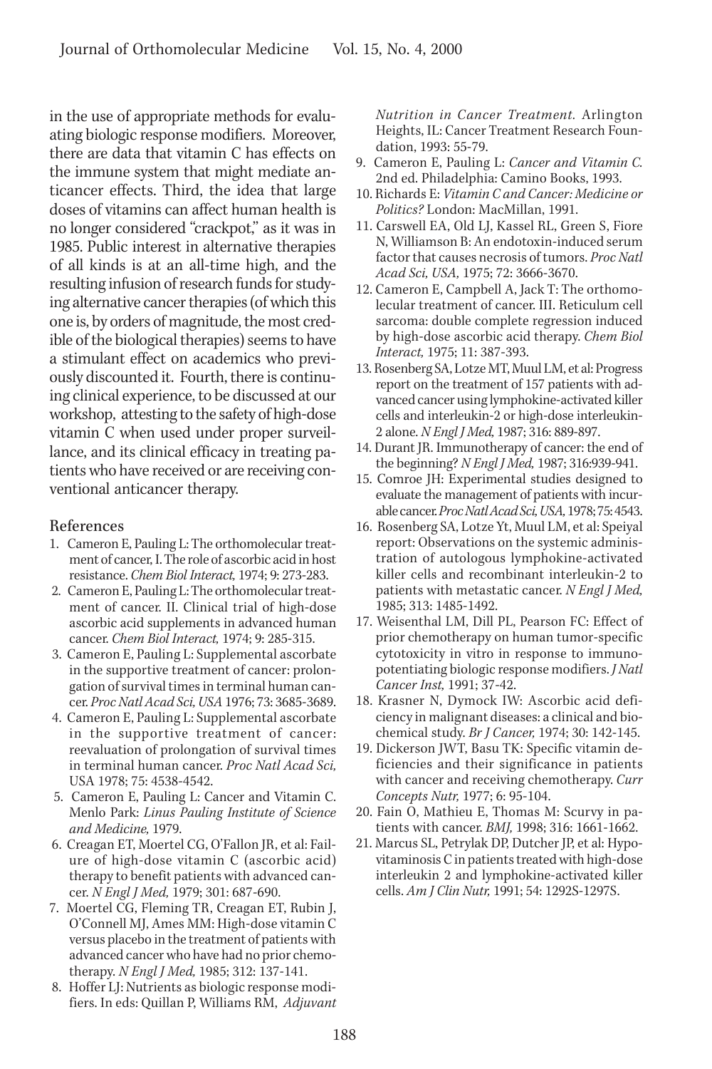in the use of appropriate methods for evaluating biologic response modifiers. Moreover, there are data that vitamin C has effects on the immune system that might mediate anticancer effects. Third, the idea that large doses of vitamins can affect human health is no longer considered "crackpot," as it was in 1985. Public interest in alternative therapies of all kinds is at an all-time high, and the resulting infusion of research funds for studying alternative cancer therapies (of which this one is, by orders of magnitude, the most credible of the biological therapies) seems to have a stimulant effect on academics who previously discounted it. Fourth, there is continuing clinical experience, to be discussed at our workshop, attesting to the safety of high-dose vitamin C when used under proper surveillance, and its clinical efficacy in treating patients who have received or are receiving conventional anticancer therapy.

## References

1. Cameron E, Pauling L: The orthomolecular treatment of cancer, I. The role of ascorbic acid in host resistance. *Chem Biol Interact,* 1974; 9: 273-283.
2. Cameron E, Pauling L: The orthomolecular treatment of cancer. II. Clinical trial of high-dose ascorbic acid supplements in advanced human cancer. *Chem Biol Interact,* 1974; 9: 285-315.
3. Cameron E, Pauling L: Supplemental ascorbate in the supportive treatment of cancer: prolongation of survival times in terminal human cancer. *Proc Natl Acad Sci, USA* 1976; 73: 3685-3689.
4. Cameron E, Pauling L: Supplemental ascorbate in the supportive treatment of cancer: reevaluation of prolongation of survival times in terminal human cancer. *Proc Natl Acad Sci,* USA 1978; 75: 4538-4542.
5. Cameron E, Pauling L: Cancer and Vitamin C. Menlo Park: *Linus Pauling Institute of Science and Medicine,* 1979.
6. Creagan ET, Moertel CG, O'Fallon JR, et al: Failure of high-dose vitamin C (ascorbic acid) therapy to benefit patients with advanced cancer. *N Engl J Med,* 1979; 301: 687-690.
7. Moertel CG, Fleming TR, Creagan ET, Rubin J, O'Connell MJ, Ames MM: High-dose vitamin C versus placebo in the treatment of patients with advanced cancer who have had no prior chemotherapy. *N Engl J Med,* 1985; 312: 137-141.
8. Hoffer LJ: Nutrients as biologic response modifiers. In eds: Quillan P, Williams RM, *Adjuvant Nutrition in Cancer Treatment.* Arlington Heights, IL: Cancer Treatment Research Foundation, 1993: 55-79.
9. Cameron E, Pauling L: *Cancer and Vitamin C.* 2nd ed. Philadelphia: Camino Books, 1993.
10. Richards E: *Vitamin C and Cancer: Medicine or Politics?* London: MacMillan, 1991.
11. Carswell EA, Old LJ, Kassel RL, Green S, Fiore N, Williamson B: An endotoxin-induced serum factor that causes necrosis of tumors. *Proc Natl Acad Sci, USA,* 1975; 72: 3666-3670.
12. Cameron E, Campbell A, Jack T: The orthomolecular treatment of cancer. III. Reticulum cell sarcoma: double complete regression induced by high-dose ascorbic acid therapy. *Chem Biol Interact,* 1975; 11: 387-393.
13. Rosenberg SA, Lotze MT, Muul LM, et al: Progress report on the treatment of 157 patients with advanced cancer using lymphokine-activated killer cells and interleukin-2 or high-dose interleukin-2 alone. *N Engl J Med,* 1987; 316: 889-897.
14. Durant JR. Immunotherapy of cancer: the end of the beginning? *N Engl J Med,* 1987; 316:939-941.
15. Comroe JH: Experimental studies designed to evaluate the management of patients with incurable cancer. *Proc Natl Acad Sci, USA,* 1978; 75: 4543.
16. Rosenberg SA, Lotze Yt, Muul LM, et al: Speiyal report: Observations on the systemic administration of autologous lymphokine-activated killer cells and recombinant interleukin-2 to patients with metastatic cancer. *N Engl J Med,* 1985; 313: 1485-1492.
17. Weisenthal LM, Dill PL, Pearson FC: Effect of prior chemotherapy on human tumor-specific cytotoxicity in vitro in response to immunopotentiating biologic response modifiers. *J Natl Cancer Inst,* 1991; 37-42.
18. Krasner N, Dymock IW: Ascorbic acid deficiency in malignant diseases: a clinical and biochemical study. *Br J Cancer,* 1974; 30: 142-145.
19. Dickerson JWT, Basu TK: Specific vitamin deficiencies and their significance in patients with cancer and receiving chemotherapy. *Curr Concepts Nutr,* 1977; 6: 95-104.
20. Fain O, Mathieu E, Thomas M: Scurvy in patients with cancer. *BMJ,* 1998; 316: 1661-1662.
21. Marcus SL, Petrylak DP, Dutcher JP, et al: Hypovitaminosis C in patients treated with high-dose interleukin 2 and lymphokine-activated killer cells. *Am J Clin Nutr,* 1991; 54: 1292S-1297S.